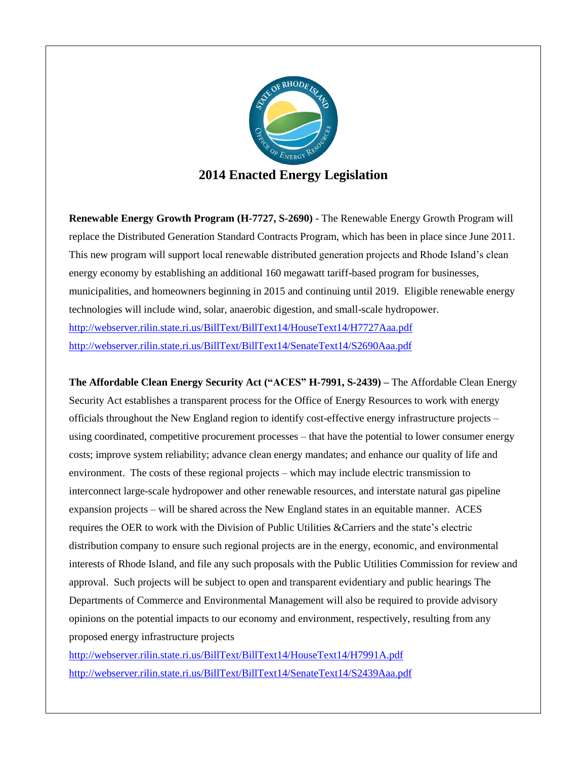# 2014 Enacted Energy Legislation

**Renewable Energy Growth Program (H-7727, S-2690)** - The Renewable Energy Growth Program will replace the Distributed Generation Standard Contracts Program, which has been in place since June 2011. This new program will support local renewable distributed generation projects and Rhode Island's clean energy economy by establishing an additional 160 megawatt tariff-based program for businesses, municipalities, and homeowners beginning in 2015 and continuing until 2019. Eligible renewable energy technologies will include wind, solar, anaerobic digestion, and small-scale hydropower.

http://webserver.rilin.state.ri.us/BillText/BillText14/HouseText14/H7727Aaa.pdf

http://webserver.rilin.state.ri.us/BillText/BillText14/SenateText14/S2690Aaa.pdf

**The Affordable Clean Energy Security Act ("ACES" H-7991, S-2439) –** The Affordable Clean Energy Security Act establishes a transparent process for the Office of Energy Resources to work with energy officials throughout the New England region to identify cost-effective energy infrastructure projects – using coordinated, competitive procurement processes – that have the potential to lower consumer energy costs; improve system reliability; advance clean energy mandates; and enhance our quality of life and environment. The costs of these regional projects – which may include electric transmission to interconnect large-scale hydropower and other renewable resources, and interstate natural gas pipeline expansion projects – will be shared across the New England states in an equitable manner. ACES requires the OER to work with the Division of Public Utilities &Carriers and the state's electric distribution company to ensure such regional projects are in the energy, economic, and environmental interests of Rhode Island, and file any such proposals with the Public Utilities Commission for review and approval. Such projects will be subject to open and transparent evidentiary and public hearings The Departments of Commerce and Environmental Management will also be required to provide advisory opinions on the potential impacts to our economy and environment, respectively, resulting from any proposed energy infrastructure projects

http://webserver.rilin.state.ri.us/BillText/BillText14/HouseText14/H7991A.pdf

http://webserver.rilin.state.ri.us/BillText/BillText14/SenateText14/S2439Aaa.pdf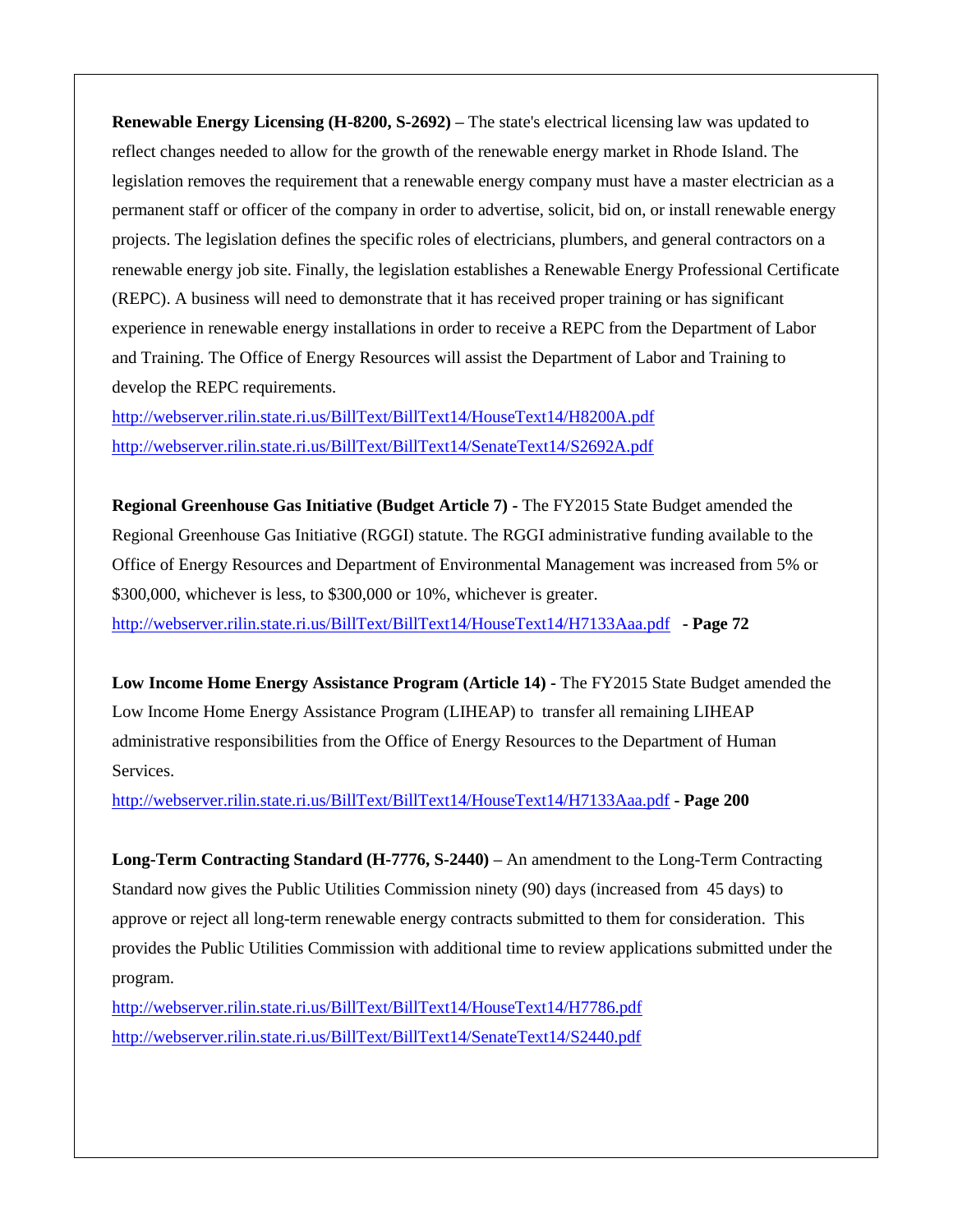**Renewable Energy Licensing (H-8200, S-2692) –** The state's electrical licensing law was updated to reflect changes needed to allow for the growth of the renewable energy market in Rhode Island. The legislation removes the requirement that a renewable energy company must have a master electrician as a permanent staff or officer of the company in order to advertise, solicit, bid on, or install renewable energy projects. The legislation defines the specific roles of electricians, plumbers, and general contractors on a renewable energy job site. Finally, the legislation establishes a Renewable Energy Professional Certificate (REPC). A business will need to demonstrate that it has received proper training or has significant experience in renewable energy installations in order to receive a REPC from the Department of Labor and Training. The Office of Energy Resources will assist the Department of Labor and Training to develop the REPC requirements.
http://webserver.rilin.state.ri.us/BillText/BillText14/HouseText14/H8200A.pdf
http://webserver.rilin.state.ri.us/BillText/BillText14/SenateText14/S2692A.pdf

**Regional Greenhouse Gas Initiative (Budget Article 7) -** The FY2015 State Budget amended the Regional Greenhouse Gas Initiative (RGGI) statute. The RGGI administrative funding available to the Office of Energy Resources and Department of Environmental Management was increased from 5% or $300,000, whichever is less, to $300,000 or 10%, whichever is greater.
http://webserver.rilin.state.ri.us/BillText/BillText14/HouseText14/H7133Aaa.pdf **- Page 72**

**Low Income Home Energy Assistance Program (Article 14) -** The FY2015 State Budget amended the Low Income Home Energy Assistance Program (LIHEAP) to transfer all remaining LIHEAP administrative responsibilities from the Office of Energy Resources to the Department of Human Services.
http://webserver.rilin.state.ri.us/BillText/BillText14/HouseText14/H7133Aaa.pdf **- Page 200**

**Long-Term Contracting Standard (H-7776, S-2440) –** An amendment to the Long-Term Contracting Standard now gives the Public Utilities Commission ninety (90) days (increased from 45 days) to approve or reject all long-term renewable energy contracts submitted to them for consideration. This provides the Public Utilities Commission with additional time to review applications submitted under the program.
http://webserver.rilin.state.ri.us/BillText/BillText14/HouseText14/H7786.pdf
http://webserver.rilin.state.ri.us/BillText/BillText14/SenateText14/S2440.pdf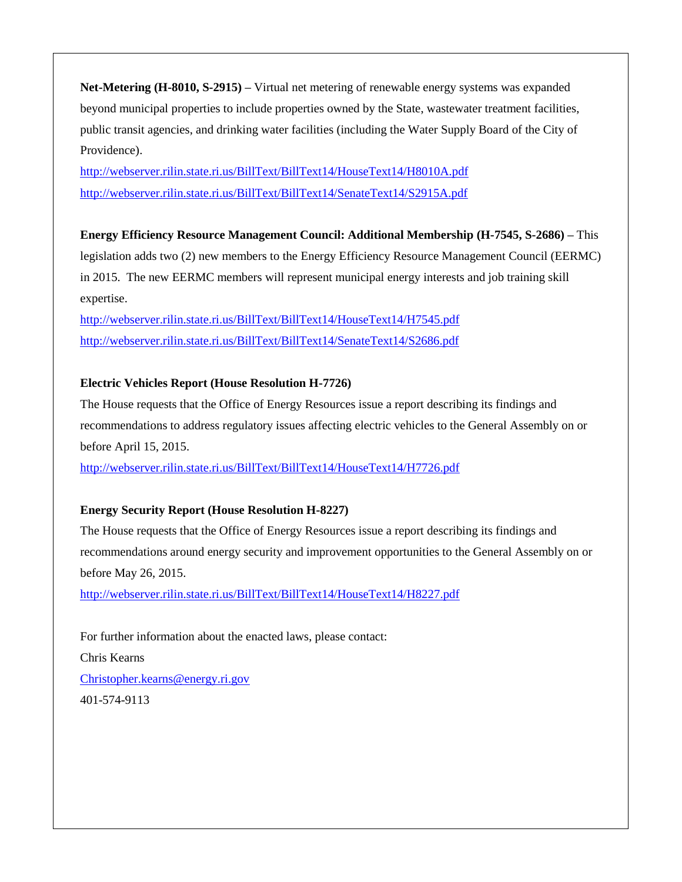**Net-Metering (H-8010, S-2915) –** Virtual net metering of renewable energy systems was expanded beyond municipal properties to include properties owned by the State, wastewater treatment facilities, public transit agencies, and drinking water facilities (including the Water Supply Board of the City of Providence).

http://webserver.rilin.state.ri.us/BillText/BillText14/HouseText14/H8010A.pdf

http://webserver.rilin.state.ri.us/BillText/BillText14/SenateText14/S2915A.pdf

**Energy Efficiency Resource Management Council: Additional Membership (H-7545, S-2686) –** This legislation adds two (2) new members to the Energy Efficiency Resource Management Council (EERMC) in 2015. The new EERMC members will represent municipal energy interests and job training skill expertise.

http://webserver.rilin.state.ri.us/BillText/BillText14/HouseText14/H7545.pdf

http://webserver.rilin.state.ri.us/BillText/BillText14/SenateText14/S2686.pdf

**Electric Vehicles Report (House Resolution H-7726)**

The House requests that the Office of Energy Resources issue a report describing its findings and recommendations to address regulatory issues affecting electric vehicles to the General Assembly on or before April 15, 2015.

http://webserver.rilin.state.ri.us/BillText/BillText14/HouseText14/H7726.pdf

**Energy Security Report (House Resolution H-8227)**

The House requests that the Office of Energy Resources issue a report describing its findings and recommendations around energy security and improvement opportunities to the General Assembly on or before May 26, 2015.

http://webserver.rilin.state.ri.us/BillText/BillText14/HouseText14/H8227.pdf

For further information about the enacted laws, please contact:

Chris Kearns

Christopher.kearns@energy.ri.gov

401-574-9113